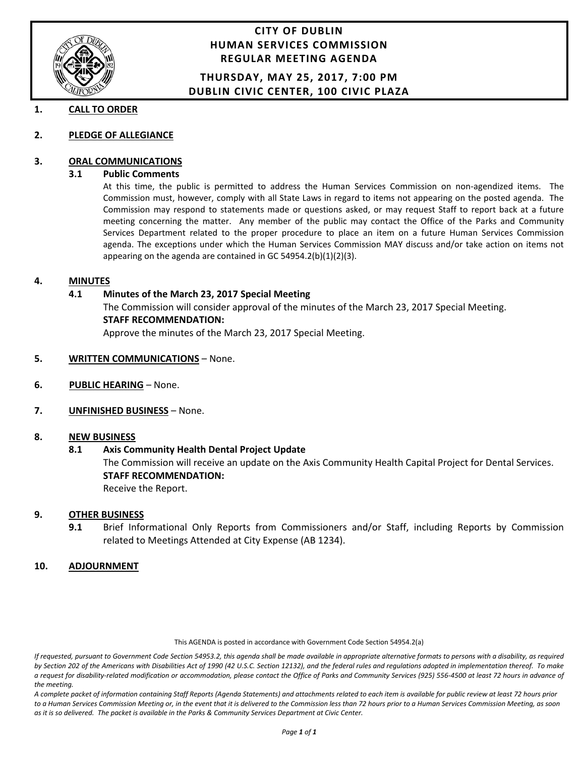# CITY OF DUBLIN
## HUMAN SERVICES COMMISSION
## REGULAR MEETING AGENDA

**THURSDAY, MAY 25, 2017, 7:00 PM**
**DUBLIN CIVIC CENTER, 100 CIVIC PLAZA**

**1. CALL TO ORDER**

**2. PLEDGE OF ALLEGIANCE**

**3. ORAL COMMUNICATIONS**

**3.1 Public Comments**

At this time, the public is permitted to address the Human Services Commission on non-agendized items. The Commission must, however, comply with all State Laws in regard to items not appearing on the posted agenda. The Commission may respond to statements made or questions asked, or may request Staff to report back at a future meeting concerning the matter. Any member of the public may contact the Office of the Parks and Community Services Department related to the proper procedure to place an item on a future Human Services Commission agenda. The exceptions under which the Human Services Commission MAY discuss and/or take action on items not appearing on the agenda are contained in GC 54954.2(b)(1)(2)(3).

**4. MINUTES**

**4.1 Minutes of the March 23, 2017 Special Meeting**

The Commission will consider approval of the minutes of the March 23, 2017 Special Meeting.

**STAFF RECOMMENDATION:**

Approve the minutes of the March 23, 2017 Special Meeting.

**5. WRITTEN COMMUNICATIONS** – None.

**6. PUBLIC HEARING** – None.

**7. UNFINISHED BUSINESS** – None.

**8. NEW BUSINESS**

**8.1 Axis Community Health Dental Project Update**

The Commission will receive an update on the Axis Community Health Capital Project for Dental Services.

**STAFF RECOMMENDATION:**

Receive the Report.

**9. OTHER BUSINESS**

**9.1** Brief Informational Only Reports from Commissioners and/or Staff, including Reports by Commission related to Meetings Attended at City Expense (AB 1234).

**10. ADJOURNMENT**

This AGENDA is posted in accordance with Government Code Section 54954.2(a)

*If requested, pursuant to Government Code Section 54953.2, this agenda shall be made available in appropriate alternative formats to persons with a disability, as required by Section 202 of the Americans with Disabilities Act of 1990 (42 U.S.C. Section 12132), and the federal rules and regulations adopted in implementation thereof. To make a request for disability-related modification or accommodation, please contact the Office of Parks and Community Services (925) 556-4500 at least 72 hours in advance of the meeting.*

*A complete packet of information containing Staff Reports (Agenda Statements) and attachments related to each item is available for public review at least 72 hours prior to a Human Services Commission Meeting or, in the event that it is delivered to the Commission less than 72 hours prior to a Human Services Commission Meeting, as soon as it is so delivered. The packet is available in the Parks & Community Services Department at Civic Center.*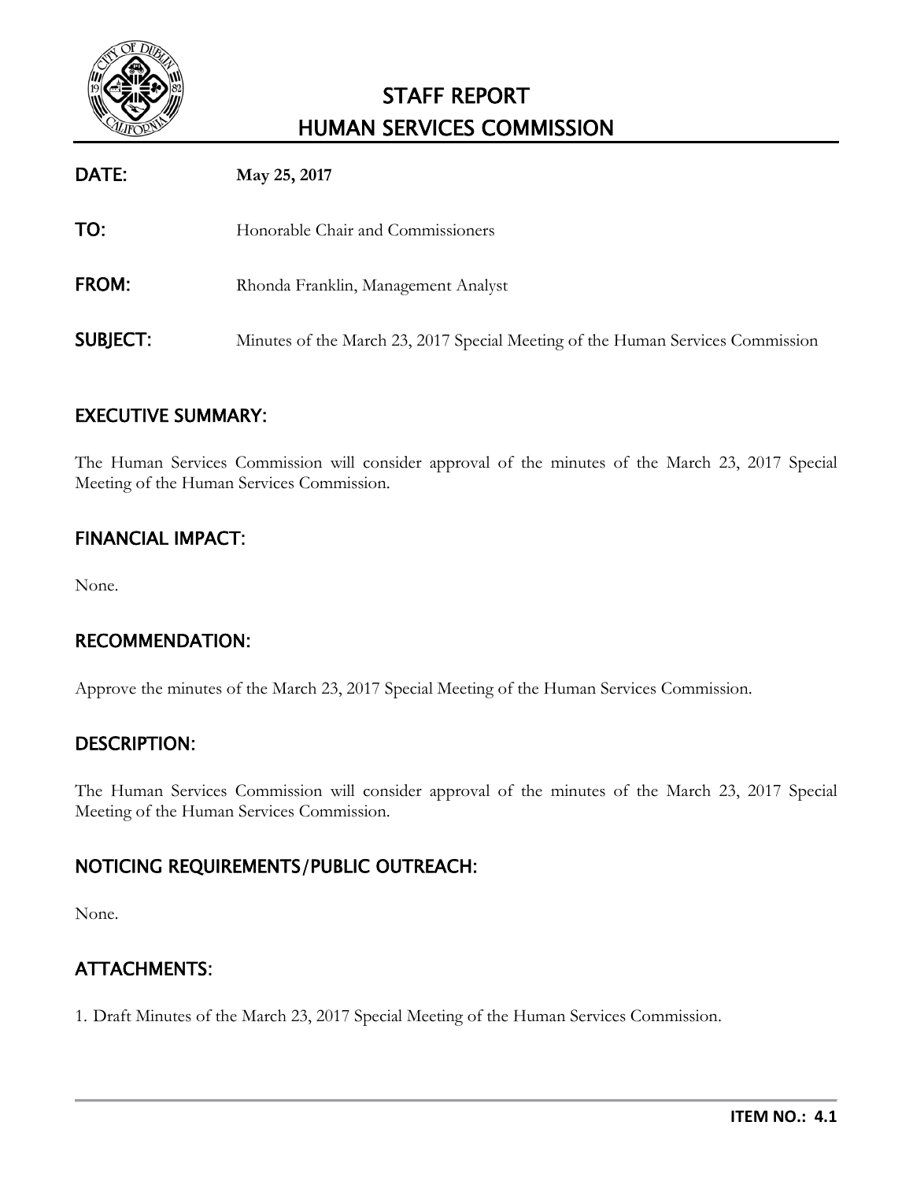# STAFF REPORT
# HUMAN SERVICES COMMISSION

**DATE:** **May 25, 2017**

**TO:** Honorable Chair and Commissioners

**FROM:** Rhonda Franklin, Management Analyst

**SUBJECT:** Minutes of the March 23, 2017 Special Meeting of the Human Services Commission

## EXECUTIVE SUMMARY:

The Human Services Commission will consider approval of the minutes of the March 23, 2017 Special Meeting of the Human Services Commission.

## FINANCIAL IMPACT:

None.

## RECOMMENDATION:

Approve the minutes of the March 23, 2017 Special Meeting of the Human Services Commission.

## DESCRIPTION:

The Human Services Commission will consider approval of the minutes of the March 23, 2017 Special Meeting of the Human Services Commission.

## NOTICING REQUIREMENTS/PUBLIC OUTREACH:

None.

## ATTACHMENTS:

1. Draft Minutes of the March 23, 2017 Special Meeting of the Human Services Commission.

**ITEM NO.: 4.1**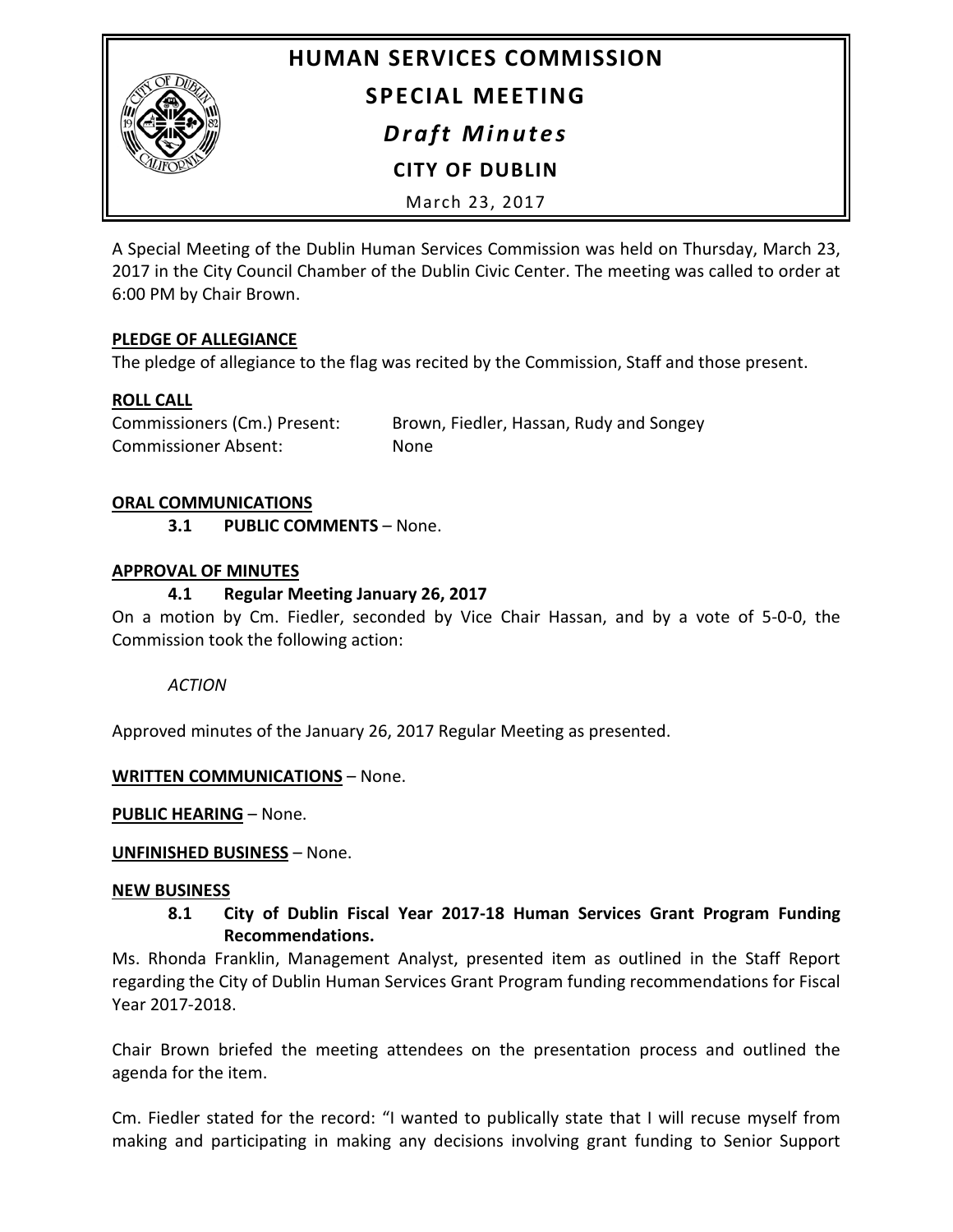# HUMAN SERVICES COMMISSION

## SPECIAL MEETING

### *Draft Minutes*

### CITY OF DUBLIN

March 23, 2017

A Special Meeting of the Dublin Human Services Commission was held on Thursday, March 23, 2017 in the City Council Chamber of the Dublin Civic Center. The meeting was called to order at 6:00 PM by Chair Brown.

**PLEDGE OF ALLEGIANCE**

The pledge of allegiance to the flag was recited by the Commission, Staff and those present.

**ROLL CALL**

| | |
|---|---|
| Commissioners (Cm.) Present: | Brown, Fiedler, Hassan, Rudy and Songey |
| Commissioner Absent: | None |

**ORAL COMMUNICATIONS**

**3.1 PUBLIC COMMENTS** – None.

**APPROVAL OF MINUTES**

**4.1 Regular Meeting January 26, 2017**

On a motion by Cm. Fiedler, seconded by Vice Chair Hassan, and by a vote of 5-0-0, the Commission took the following action:

*ACTION*

Approved minutes of the January 26, 2017 Regular Meeting as presented.

**WRITTEN COMMUNICATIONS** – None.

**PUBLIC HEARING** – None.

**UNFINISHED BUSINESS** – None.

**NEW BUSINESS**

**8.1 City of Dublin Fiscal Year 2017-18 Human Services Grant Program Funding Recommendations.**

Ms. Rhonda Franklin, Management Analyst, presented item as outlined in the Staff Report regarding the City of Dublin Human Services Grant Program funding recommendations for Fiscal Year 2017-2018.

Chair Brown briefed the meeting attendees on the presentation process and outlined the agenda for the item.

Cm. Fiedler stated for the record: "I wanted to publically state that I will recuse myself from making and participating in making any decisions involving grant funding to Senior Support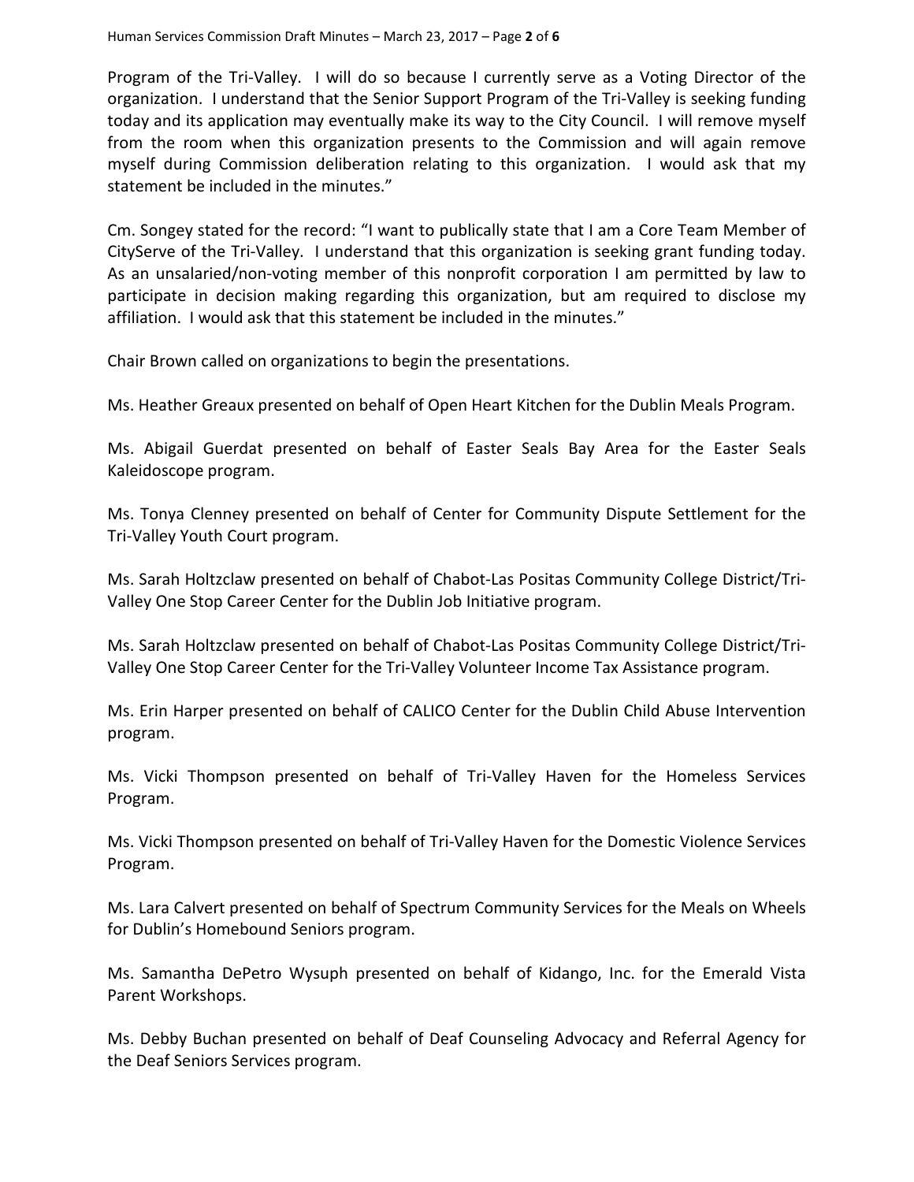Program of the Tri-Valley. I will do so because I currently serve as a Voting Director of the organization. I understand that the Senior Support Program of the Tri-Valley is seeking funding today and its application may eventually make its way to the City Council. I will remove myself from the room when this organization presents to the Commission and will again remove myself during Commission deliberation relating to this organization. I would ask that my statement be included in the minutes."

Cm. Songey stated for the record: "I want to publically state that I am a Core Team Member of CityServe of the Tri-Valley. I understand that this organization is seeking grant funding today. As an unsalaried/non-voting member of this nonprofit corporation I am permitted by law to participate in decision making regarding this organization, but am required to disclose my affiliation. I would ask that this statement be included in the minutes."

Chair Brown called on organizations to begin the presentations.

Ms. Heather Greaux presented on behalf of Open Heart Kitchen for the Dublin Meals Program.

Ms. Abigail Guerdat presented on behalf of Easter Seals Bay Area for the Easter Seals Kaleidoscope program.

Ms. Tonya Clenney presented on behalf of Center for Community Dispute Settlement for the Tri-Valley Youth Court program.

Ms. Sarah Holtzclaw presented on behalf of Chabot-Las Positas Community College District/Tri-Valley One Stop Career Center for the Dublin Job Initiative program.

Ms. Sarah Holtzclaw presented on behalf of Chabot-Las Positas Community College District/Tri-Valley One Stop Career Center for the Tri-Valley Volunteer Income Tax Assistance program.

Ms. Erin Harper presented on behalf of CALICO Center for the Dublin Child Abuse Intervention program.

Ms. Vicki Thompson presented on behalf of Tri-Valley Haven for the Homeless Services Program.

Ms. Vicki Thompson presented on behalf of Tri-Valley Haven for the Domestic Violence Services Program.

Ms. Lara Calvert presented on behalf of Spectrum Community Services for the Meals on Wheels for Dublin's Homebound Seniors program.

Ms. Samantha DePetro Wysuph presented on behalf of Kidango, Inc. for the Emerald Vista Parent Workshops.

Ms. Debby Buchan presented on behalf of Deaf Counseling Advocacy and Referral Agency for the Deaf Seniors Services program.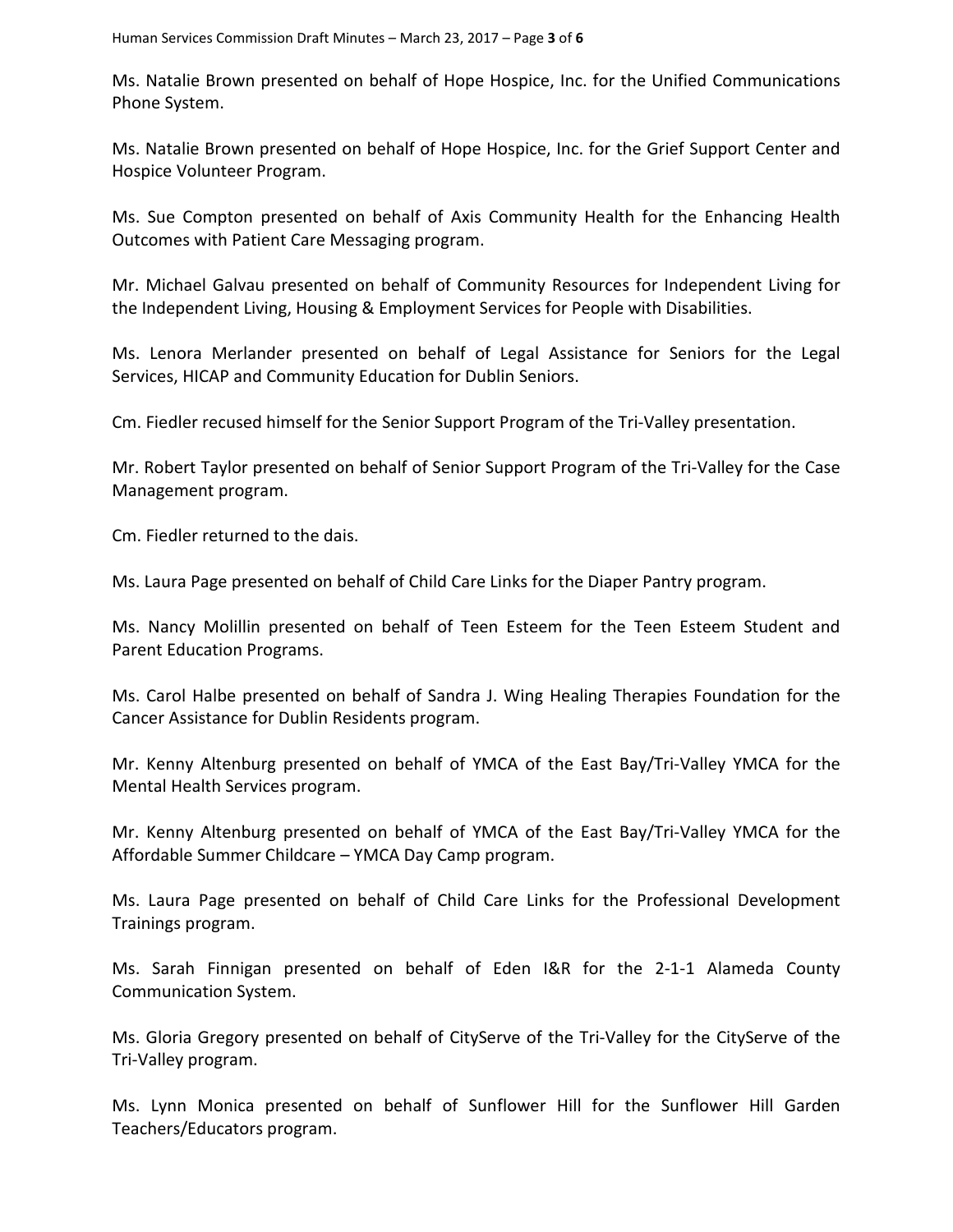Ms. Natalie Brown presented on behalf of Hope Hospice, Inc. for the Unified Communications Phone System.

Ms. Natalie Brown presented on behalf of Hope Hospice, Inc. for the Grief Support Center and Hospice Volunteer Program.

Ms. Sue Compton presented on behalf of Axis Community Health for the Enhancing Health Outcomes with Patient Care Messaging program.

Mr. Michael Galvau presented on behalf of Community Resources for Independent Living for the Independent Living, Housing & Employment Services for People with Disabilities.

Ms. Lenora Merlander presented on behalf of Legal Assistance for Seniors for the Legal Services, HICAP and Community Education for Dublin Seniors.

Cm. Fiedler recused himself for the Senior Support Program of the Tri-Valley presentation.

Mr. Robert Taylor presented on behalf of Senior Support Program of the Tri-Valley for the Case Management program.

Cm. Fiedler returned to the dais.

Ms. Laura Page presented on behalf of Child Care Links for the Diaper Pantry program.

Ms. Nancy Molillin presented on behalf of Teen Esteem for the Teen Esteem Student and Parent Education Programs.

Ms. Carol Halbe presented on behalf of Sandra J. Wing Healing Therapies Foundation for the Cancer Assistance for Dublin Residents program.

Mr. Kenny Altenburg presented on behalf of YMCA of the East Bay/Tri-Valley YMCA for the Mental Health Services program.

Mr. Kenny Altenburg presented on behalf of YMCA of the East Bay/Tri-Valley YMCA for the Affordable Summer Childcare – YMCA Day Camp program.

Ms. Laura Page presented on behalf of Child Care Links for the Professional Development Trainings program.

Ms. Sarah Finnigan presented on behalf of Eden I&R for the 2-1-1 Alameda County Communication System.

Ms. Gloria Gregory presented on behalf of CityServe of the Tri-Valley for the CityServe of the Tri-Valley program.

Ms. Lynn Monica presented on behalf of Sunflower Hill for the Sunflower Hill Garden Teachers/Educators program.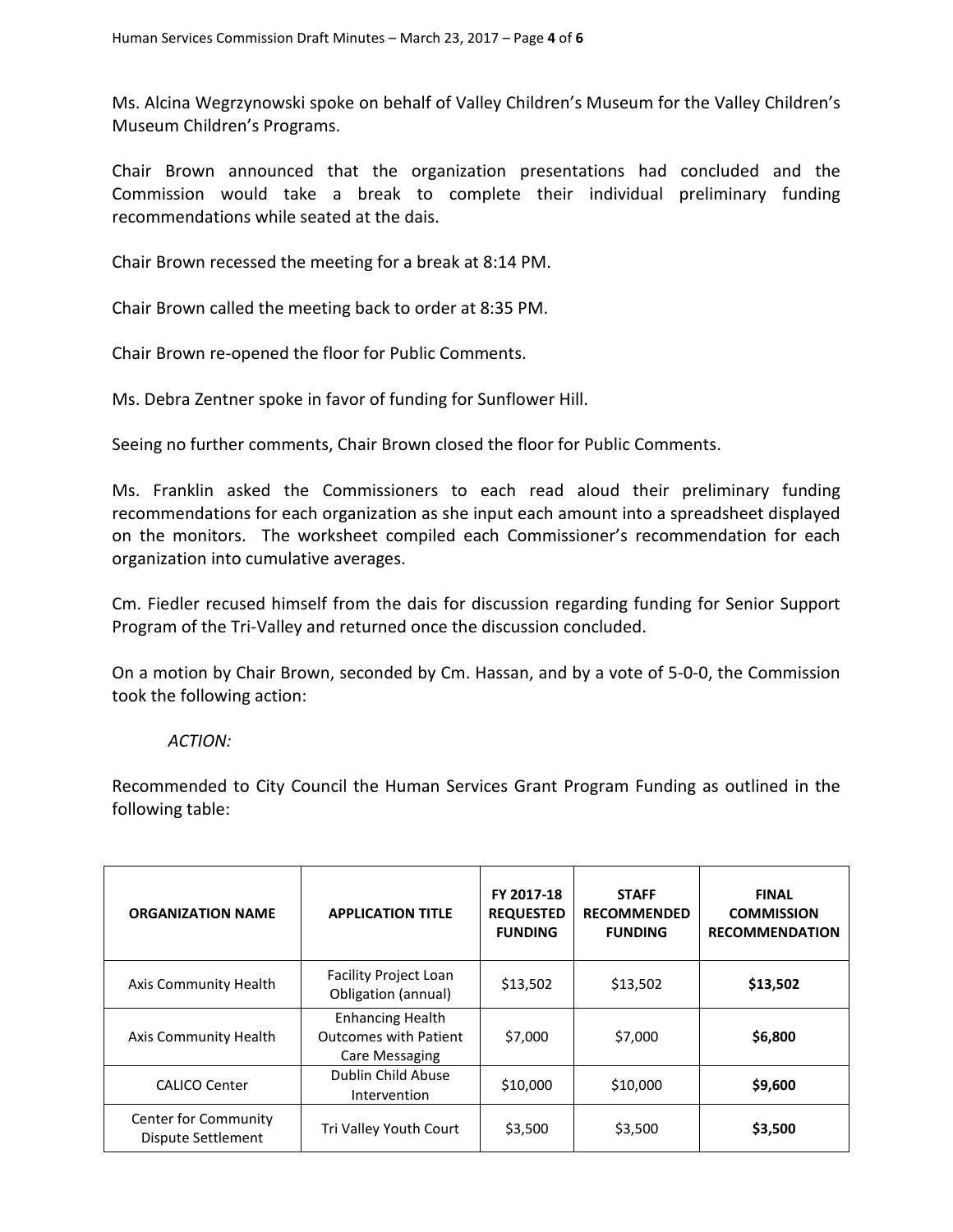Ms. Alcina Wegrzynowski spoke on behalf of Valley Children's Museum for the Valley Children's Museum Children's Programs.

Chair Brown announced that the organization presentations had concluded and the Commission would take a break to complete their individual preliminary funding recommendations while seated at the dais.

Chair Brown recessed the meeting for a break at 8:14 PM.

Chair Brown called the meeting back to order at 8:35 PM.

Chair Brown re-opened the floor for Public Comments.

Ms. Debra Zentner spoke in favor of funding for Sunflower Hill.

Seeing no further comments, Chair Brown closed the floor for Public Comments.

Ms. Franklin asked the Commissioners to each read aloud their preliminary funding recommendations for each organization as she input each amount into a spreadsheet displayed on the monitors. The worksheet compiled each Commissioner's recommendation for each organization into cumulative averages.

Cm. Fiedler recused himself from the dais for discussion regarding funding for Senior Support Program of the Tri-Valley and returned once the discussion concluded.

On a motion by Chair Brown, seconded by Cm. Hassan, and by a vote of 5-0-0, the Commission took the following action:

*ACTION:*

Recommended to City Council the Human Services Grant Program Funding as outlined in the following table:

| ORGANIZATION NAME | APPLICATION TITLE | FY 2017-18 REQUESTED FUNDING | STAFF RECOMMENDED FUNDING | FINAL COMMISSION RECOMMENDATION |
|---|---|---|---|---|
| Axis Community Health | Facility Project Loan Obligation (annual) | $13,502 | $13,502 | **$13,502** |
| Axis Community Health | Enhancing Health Outcomes with Patient Care Messaging | $7,000 | $7,000 | **$6,800** |
| CALICO Center | Dublin Child Abuse Intervention | $10,000 | $10,000 | **$9,600** |
| Center for Community Dispute Settlement | Tri Valley Youth Court | $3,500 | $3,500 | **$3,500** |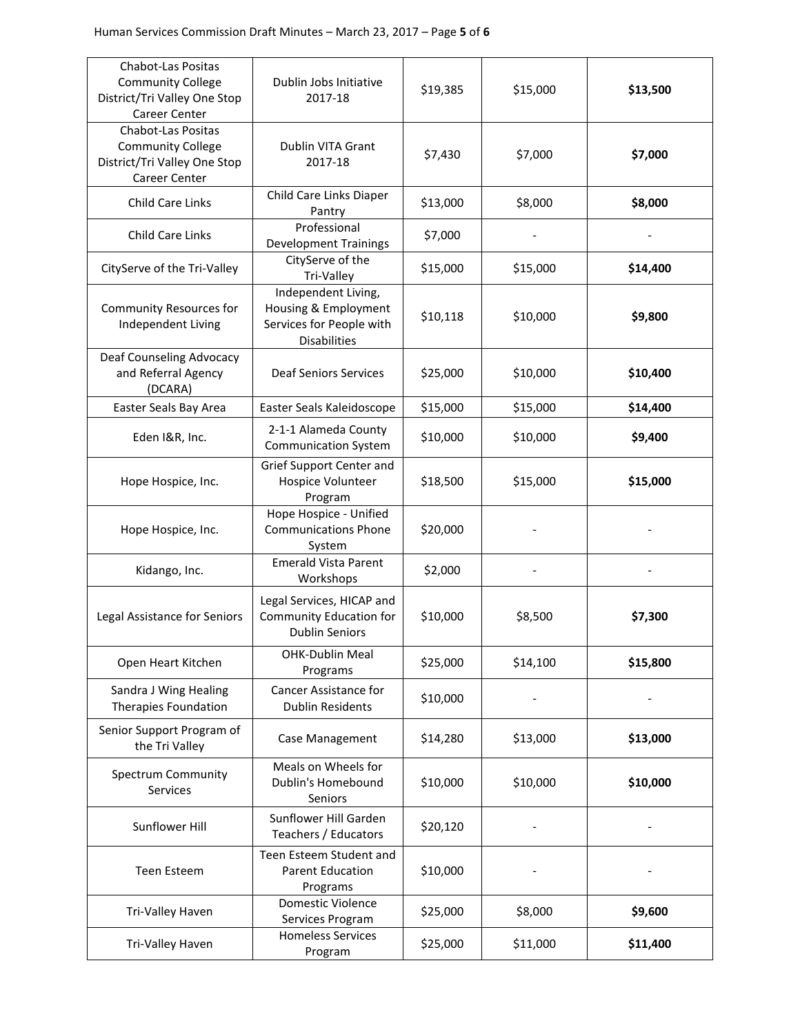| | | | | |
|---|---|---|---|---|
| Chabot-Las Positas Community College District/Tri Valley One Stop Career Center | Dublin Jobs Initiative 2017-18 | $19,385 | $15,000 | **$13,500** |
| Chabot-Las Positas Community College District/Tri Valley One Stop Career Center | Dublin VITA Grant 2017-18 | $7,430 | $7,000 | **$7,000** |
| Child Care Links | Child Care Links Diaper Pantry | $13,000 | $8,000 | **$8,000** |
| Child Care Links | Professional Development Trainings | $7,000 | - | - |
| CityServe of the Tri-Valley | CityServe of the Tri-Valley | $15,000 | $15,000 | **$14,400** |
| Community Resources for Independent Living | Independent Living, Housing & Employment Services for People with Disabilities | $10,118 | $10,000 | **$9,800** |
| Deaf Counseling Advocacy and Referral Agency (DCARA) | Deaf Seniors Services | $25,000 | $10,000 | **$10,400** |
| Easter Seals Bay Area | Easter Seals Kaleidoscope | $15,000 | $15,000 | **$14,400** |
| Eden I&R, Inc. | 2-1-1 Alameda County Communication System | $10,000 | $10,000 | **$9,400** |
| Hope Hospice, Inc. | Grief Support Center and Hospice Volunteer Program | $18,500 | $15,000 | **$15,000** |
| Hope Hospice, Inc. | Hope Hospice - Unified Communications Phone System | $20,000 | - | - |
| Kidango, Inc. | Emerald Vista Parent Workshops | $2,000 | - | - |
| Legal Assistance for Seniors | Legal Services, HICAP and Community Education for Dublin Seniors | $10,000 | $8,500 | **$7,300** |
| Open Heart Kitchen | OHK-Dublin Meal Programs | $25,000 | $14,100 | **$15,800** |
| Sandra J Wing Healing Therapies Foundation | Cancer Assistance for Dublin Residents | $10,000 | - | - |
| Senior Support Program of the Tri Valley | Case Management | $14,280 | $13,000 | **$13,000** |
| Spectrum Community Services | Meals on Wheels for Dublin's Homebound Seniors | $10,000 | $10,000 | **$10,000** |
| Sunflower Hill | Sunflower Hill Garden Teachers / Educators | $20,120 | - | - |
| Teen Esteem | Teen Esteem Student and Parent Education Programs | $10,000 | - | - |
| Tri-Valley Haven | Domestic Violence Services Program | $25,000 | $8,000 | **$9,600** |
| Tri-Valley Haven | Homeless Services Program | $25,000 | $11,000 | **$11,400** |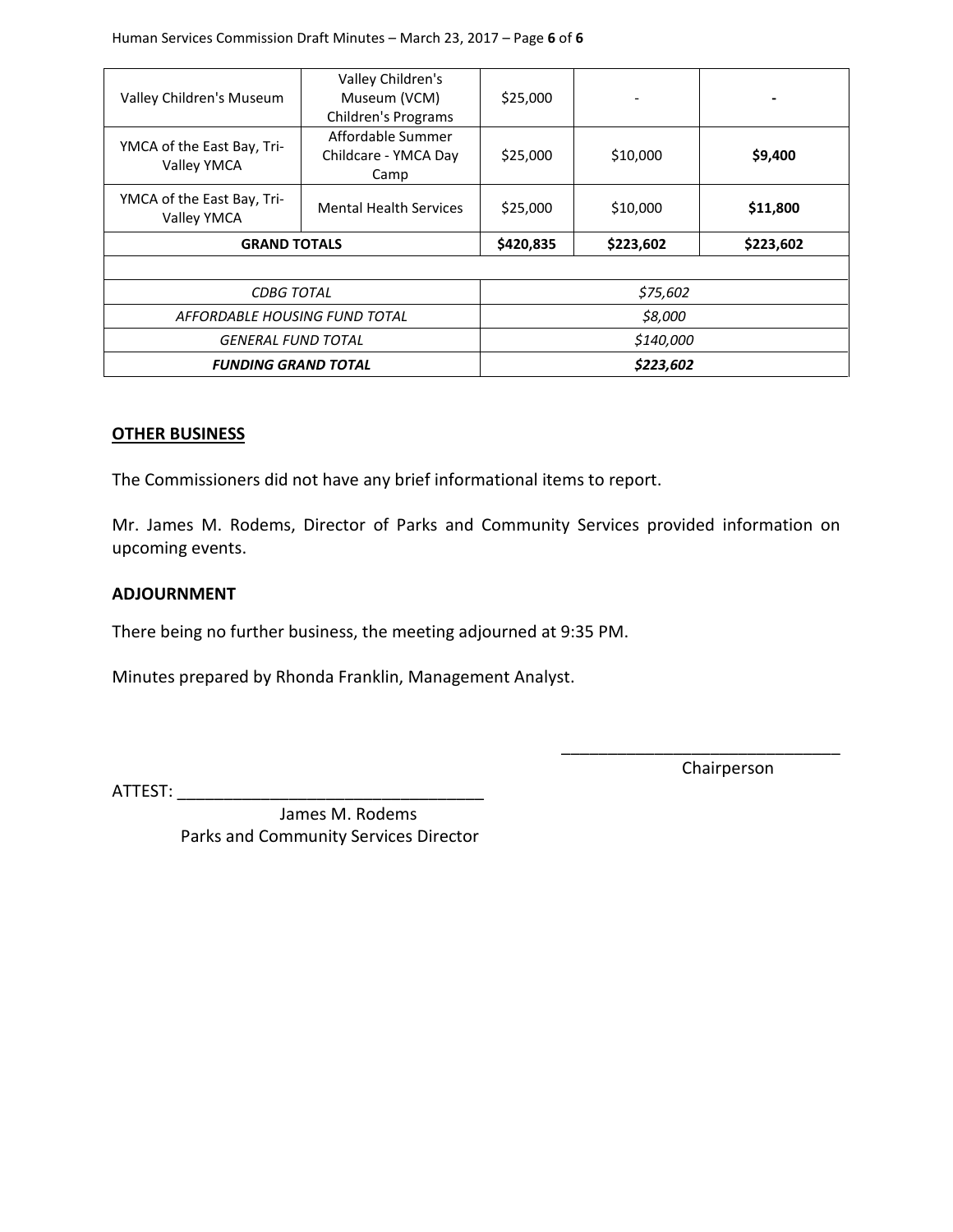| | | | | |
|---|---|---|---|---|
| Valley Children's Museum | Valley Children's Museum (VCM) Children's Programs | $25,000 | - | **-** |
| YMCA of the East Bay, Tri-Valley YMCA | Affordable Summer Childcare - YMCA Day Camp | $25,000 | $10,000 | **$9,400** |
| YMCA of the East Bay, Tri-Valley YMCA | Mental Health Services | $25,000 | $10,000 | **$11,800** |
| **GRAND TOTALS** | | **$420,835** | **$223,602** | **$223,602** |
| | | | | |
| *CDBG TOTAL* | | *$75,602* | | |
| *AFFORDABLE HOUSING FUND TOTAL* | | *$8,000* | | |
| *GENERAL FUND TOTAL* | | *$140,000* | | |
| ***FUNDING GRAND TOTAL*** | | ***$223,602*** | | |

## OTHER BUSINESS

The Commissioners did not have any brief informational items to report.

Mr. James M. Rodems, Director of Parks and Community Services provided information on upcoming events.

## ADJOURNMENT

There being no further business, the meeting adjourned at 9:35 PM.

Minutes prepared by Rhonda Franklin, Management Analyst.

______________________________
Chairperson

ATTEST: ________________________________
James M. Rodems
Parks and Community Services Director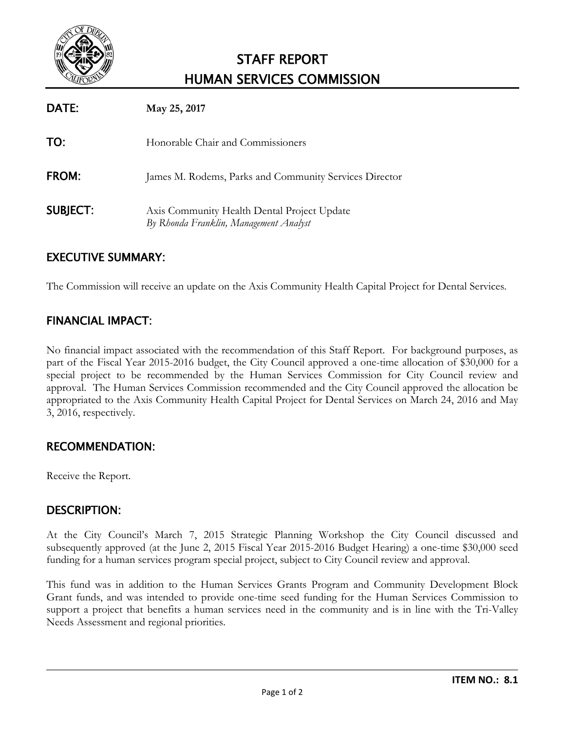# STAFF REPORT
# HUMAN SERVICES COMMISSION

**DATE:** **May 25, 2017**

**TO:** Honorable Chair and Commissioners

**FROM:** James M. Rodems, Parks and Community Services Director

**SUBJECT:** Axis Community Health Dental Project Update
*By Rhonda Franklin, Management Analyst*

## EXECUTIVE SUMMARY:

The Commission will receive an update on the Axis Community Health Capital Project for Dental Services.

## FINANCIAL IMPACT:

No financial impact associated with the recommendation of this Staff Report. For background purposes, as part of the Fiscal Year 2015-2016 budget, the City Council approved a one-time allocation of $30,000 for a special project to be recommended by the Human Services Commission for City Council review and approval. The Human Services Commission recommended and the City Council approved the allocation be appropriated to the Axis Community Health Capital Project for Dental Services on March 24, 2016 and May 3, 2016, respectively.

## RECOMMENDATION:

Receive the Report.

## DESCRIPTION:

At the City Council's March 7, 2015 Strategic Planning Workshop the City Council discussed and subsequently approved (at the June 2, 2015 Fiscal Year 2015-2016 Budget Hearing) a one-time $30,000 seed funding for a human services program special project, subject to City Council review and approval.

This fund was in addition to the Human Services Grants Program and Community Development Block Grant funds, and was intended to provide one-time seed funding for the Human Services Commission to support a project that benefits a human services need in the community and is in line with the Tri-Valley Needs Assessment and regional priorities.

**ITEM NO.: 8.1**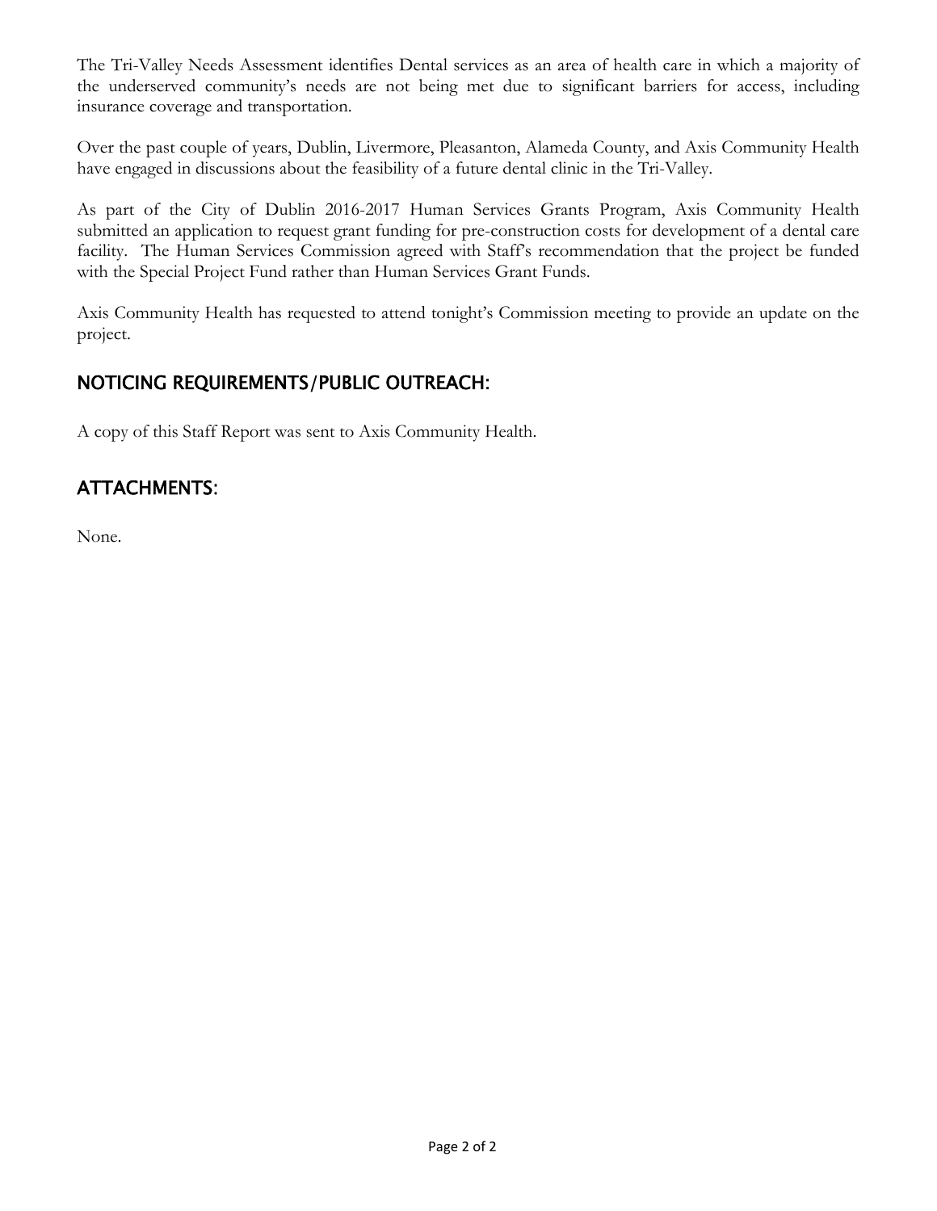The Tri-Valley Needs Assessment identifies Dental services as an area of health care in which a majority of the underserved community's needs are not being met due to significant barriers for access, including insurance coverage and transportation.

Over the past couple of years, Dublin, Livermore, Pleasanton, Alameda County, and Axis Community Health have engaged in discussions about the feasibility of a future dental clinic in the Tri-Valley.

As part of the City of Dublin 2016-2017 Human Services Grants Program, Axis Community Health submitted an application to request grant funding for pre-construction costs for development of a dental care facility. The Human Services Commission agreed with Staff's recommendation that the project be funded with the Special Project Fund rather than Human Services Grant Funds.

Axis Community Health has requested to attend tonight's Commission meeting to provide an update on the project.

## NOTICING REQUIREMENTS/PUBLIC OUTREACH:

A copy of this Staff Report was sent to Axis Community Health.

## ATTACHMENTS:

None.